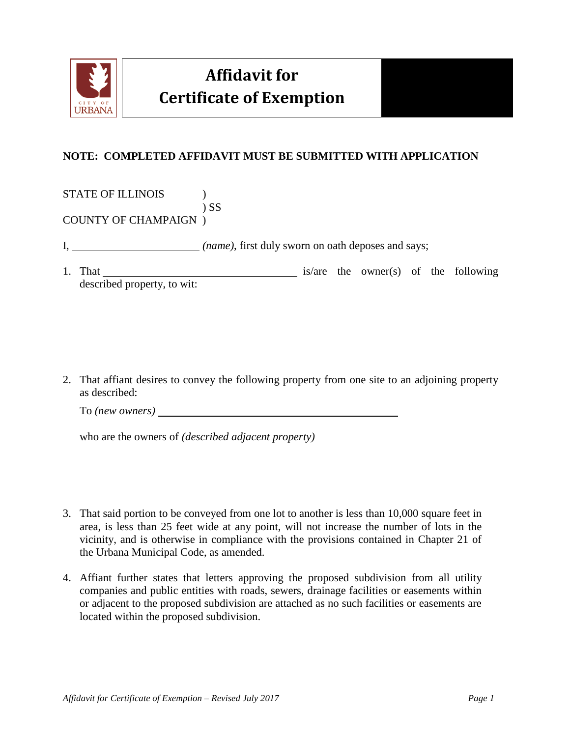# Affidavit for Certificate of Exemption

**NOTE: COMPLETED AFFIDAVIT MUST BE SUBMITTED WITH APPLICATION**

STATE OF ILLINOIS )
) SS
COUNTY OF CHAMPAIGN )

I, ______________________ *(name)*, first duly sworn on oath deposes and says;

1. That ___________________________________ is/are the owner(s) of the following described property, to wit:

2. That affiant desires to convey the following property from one site to an adjoining property as described:

   To *(new owners)* ___________________________________________

   who are the owners of *(described adjacent property)*

3. That said portion to be conveyed from one lot to another is less than 10,000 square feet in area, is less than 25 feet wide at any point, will not increase the number of lots in the vicinity, and is otherwise in compliance with the provisions contained in Chapter 21 of the Urbana Municipal Code, as amended.

4. Affiant further states that letters approving the proposed subdivision from all utility companies and public entities with roads, sewers, drainage facilities or easements within or adjacent to the proposed subdivision are attached as no such facilities or easements are located within the proposed subdivision.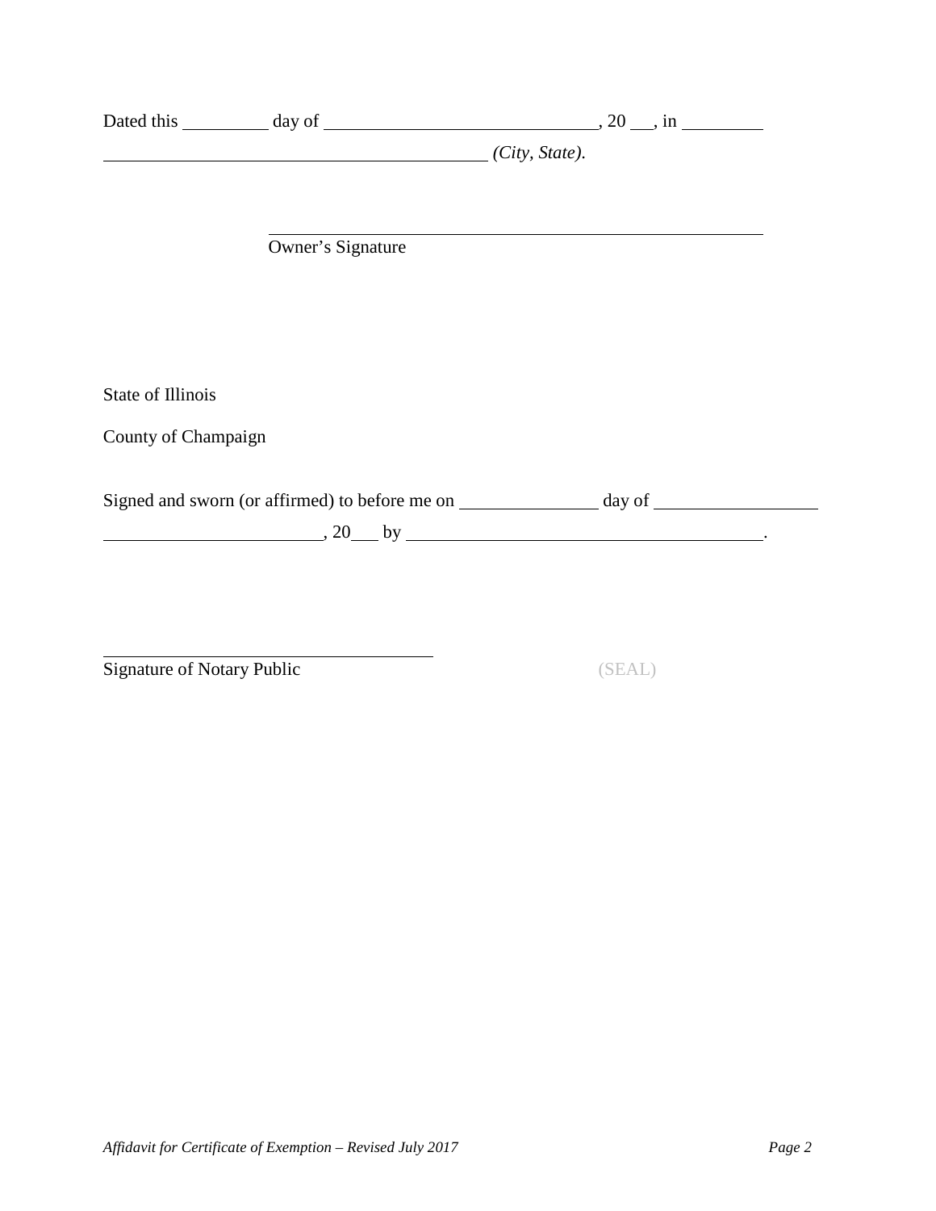Dated this __________ day of ______________________________, 20 ___, in _________

__________________________________________ *(City, State)*.

______________________________________________________

Owner's Signature

State of Illinois

County of Champaign

Signed and sworn (or affirmed) to before me on _______________ day of _________________

________________________, 20___ by ________________________________________.

______________________________________

Signature of Notary Public (SEAL)